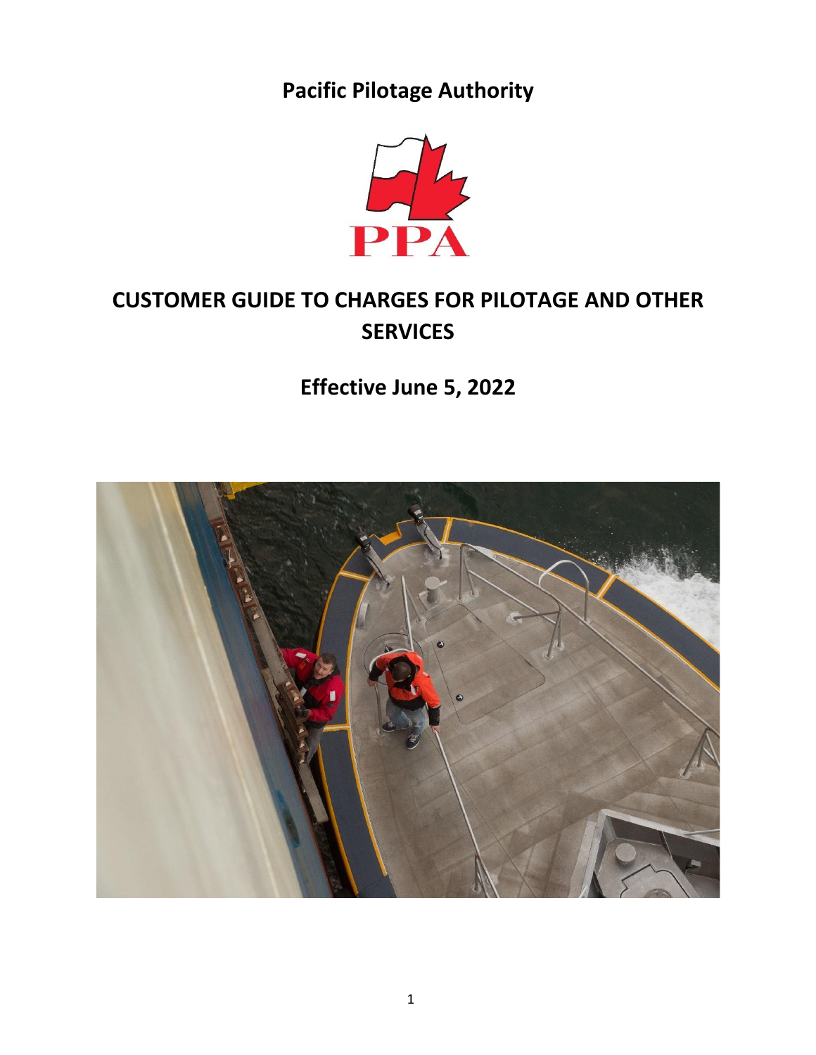**Pacific Pilotage Authority**

PPA

# CUSTOMER GUIDE TO CHARGES FOR PILOTAGE AND OTHER SERVICES

## Effective June 5, 2022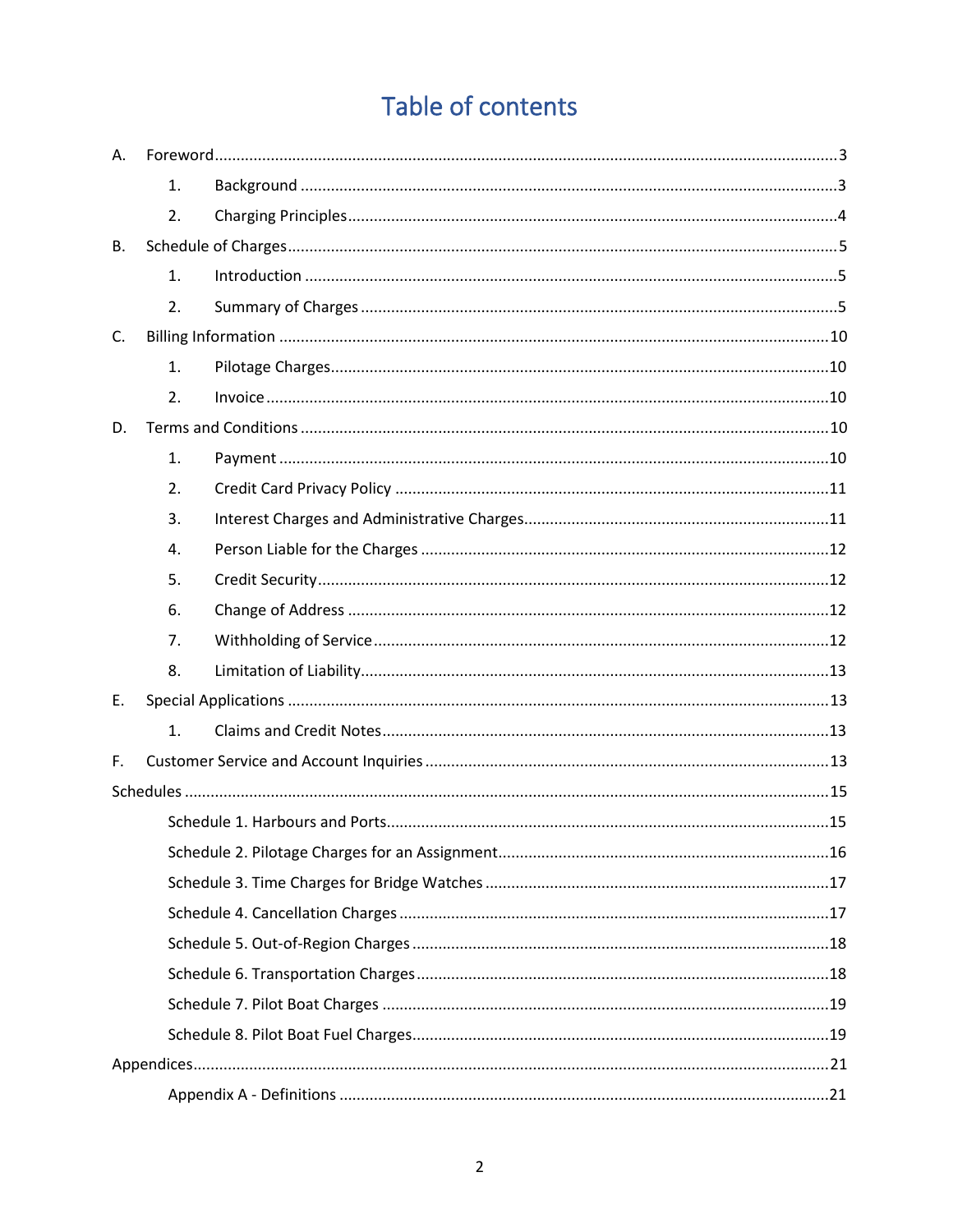# Table of contents

A. Foreword ... 3
- 1. Background ... 3
- 2. Charging Principles ... 4

B. Schedule of Charges ... 5
- 1. Introduction ... 5
- 2. Summary of Charges ... 5

C. Billing Information ... 10
- 1. Pilotage Charges ... 10
- 2. Invoice ... 10

D. Terms and Conditions ... 10
- 1. Payment ... 10
- 2. Credit Card Privacy Policy ... 11
- 3. Interest Charges and Administrative Charges ... 11
- 4. Person Liable for the Charges ... 12
- 5. Credit Security ... 12
- 6. Change of Address ... 12
- 7. Withholding of Service ... 12
- 8. Limitation of Liability ... 13

E. Special Applications ... 13
- 1. Claims and Credit Notes ... 13

F. Customer Service and Account Inquiries ... 13

Schedules ... 15
- Schedule 1. Harbours and Ports ... 15
- Schedule 2. Pilotage Charges for an Assignment ... 16
- Schedule 3. Time Charges for Bridge Watches ... 17
- Schedule 4. Cancellation Charges ... 17
- Schedule 5. Out-of-Region Charges ... 18
- Schedule 6. Transportation Charges ... 18
- Schedule 7. Pilot Boat Charges ... 19
- Schedule 8. Pilot Boat Fuel Charges ... 19

Appendices ... 21
- Appendix A - Definitions ... 21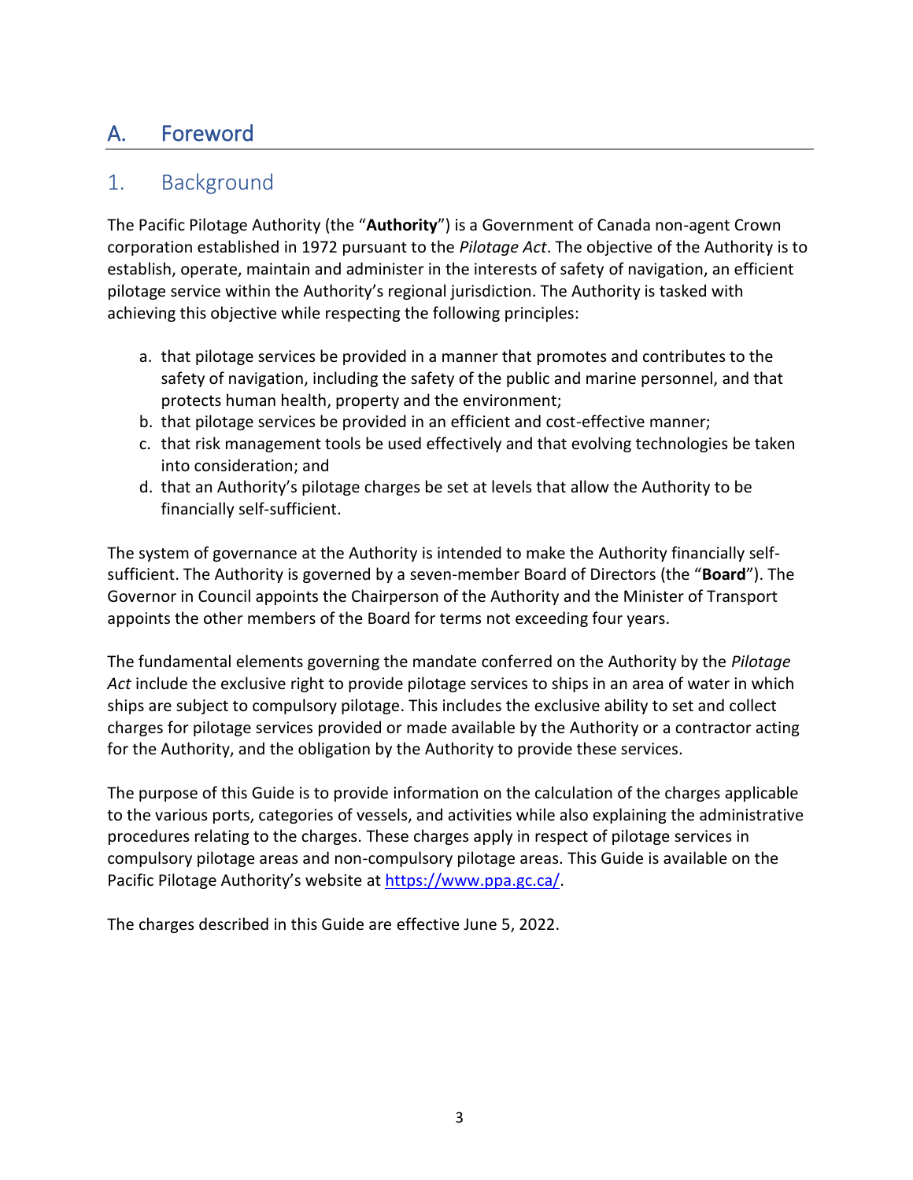# A. Foreword

## 1. Background

The Pacific Pilotage Authority (the "**Authority**") is a Government of Canada non-agent Crown corporation established in 1972 pursuant to the *Pilotage Act*. The objective of the Authority is to establish, operate, maintain and administer in the interests of safety of navigation, an efficient pilotage service within the Authority's regional jurisdiction. The Authority is tasked with achieving this objective while respecting the following principles:

a. that pilotage services be provided in a manner that promotes and contributes to the safety of navigation, including the safety of the public and marine personnel, and that protects human health, property and the environment;
b. that pilotage services be provided in an efficient and cost-effective manner;
c. that risk management tools be used effectively and that evolving technologies be taken into consideration; and
d. that an Authority's pilotage charges be set at levels that allow the Authority to be financially self-sufficient.

The system of governance at the Authority is intended to make the Authority financially self-sufficient. The Authority is governed by a seven-member Board of Directors (the "**Board**"). The Governor in Council appoints the Chairperson of the Authority and the Minister of Transport appoints the other members of the Board for terms not exceeding four years.

The fundamental elements governing the mandate conferred on the Authority by the *Pilotage Act* include the exclusive right to provide pilotage services to ships in an area of water in which ships are subject to compulsory pilotage. This includes the exclusive ability to set and collect charges for pilotage services provided or made available by the Authority or a contractor acting for the Authority, and the obligation by the Authority to provide these services.

The purpose of this Guide is to provide information on the calculation of the charges applicable to the various ports, categories of vessels, and activities while also explaining the administrative procedures relating to the charges. These charges apply in respect of pilotage services in compulsory pilotage areas and non-compulsory pilotage areas. This Guide is available on the Pacific Pilotage Authority's website at https://www.ppa.gc.ca/.

The charges described in this Guide are effective June 5, 2022.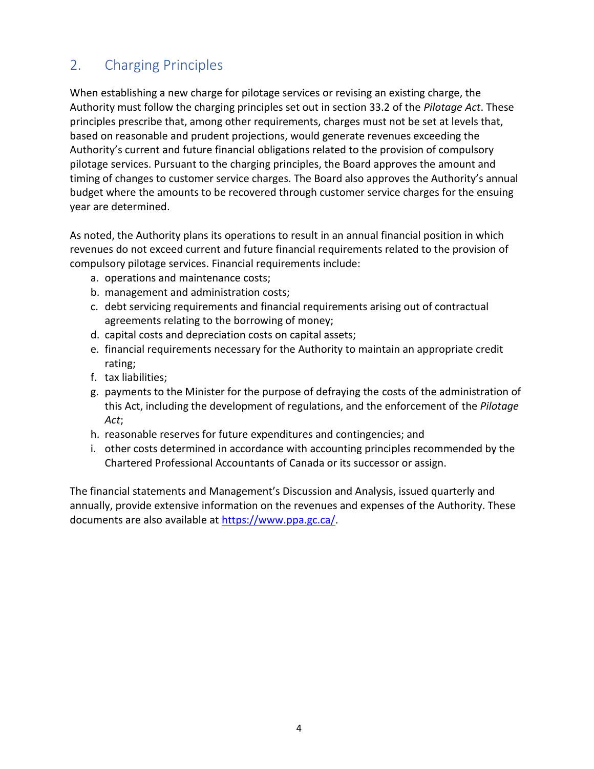## 2. Charging Principles

When establishing a new charge for pilotage services or revising an existing charge, the Authority must follow the charging principles set out in section 33.2 of the *Pilotage Act*. These principles prescribe that, among other requirements, charges must not be set at levels that, based on reasonable and prudent projections, would generate revenues exceeding the Authority's current and future financial obligations related to the provision of compulsory pilotage services. Pursuant to the charging principles, the Board approves the amount and timing of changes to customer service charges. The Board also approves the Authority's annual budget where the amounts to be recovered through customer service charges for the ensuing year are determined.

As noted, the Authority plans its operations to result in an annual financial position in which revenues do not exceed current and future financial requirements related to the provision of compulsory pilotage services. Financial requirements include:

a. operations and maintenance costs;
b. management and administration costs;
c. debt servicing requirements and financial requirements arising out of contractual agreements relating to the borrowing of money;
d. capital costs and depreciation costs on capital assets;
e. financial requirements necessary for the Authority to maintain an appropriate credit rating;
f. tax liabilities;
g. payments to the Minister for the purpose of defraying the costs of the administration of this Act, including the development of regulations, and the enforcement of the *Pilotage Act*;
h. reasonable reserves for future expenditures and contingencies; and
i. other costs determined in accordance with accounting principles recommended by the Chartered Professional Accountants of Canada or its successor or assign.

The financial statements and Management's Discussion and Analysis, issued quarterly and annually, provide extensive information on the revenues and expenses of the Authority. These documents are also available at [https://www.ppa.gc.ca/](https://www.ppa.gc.ca/).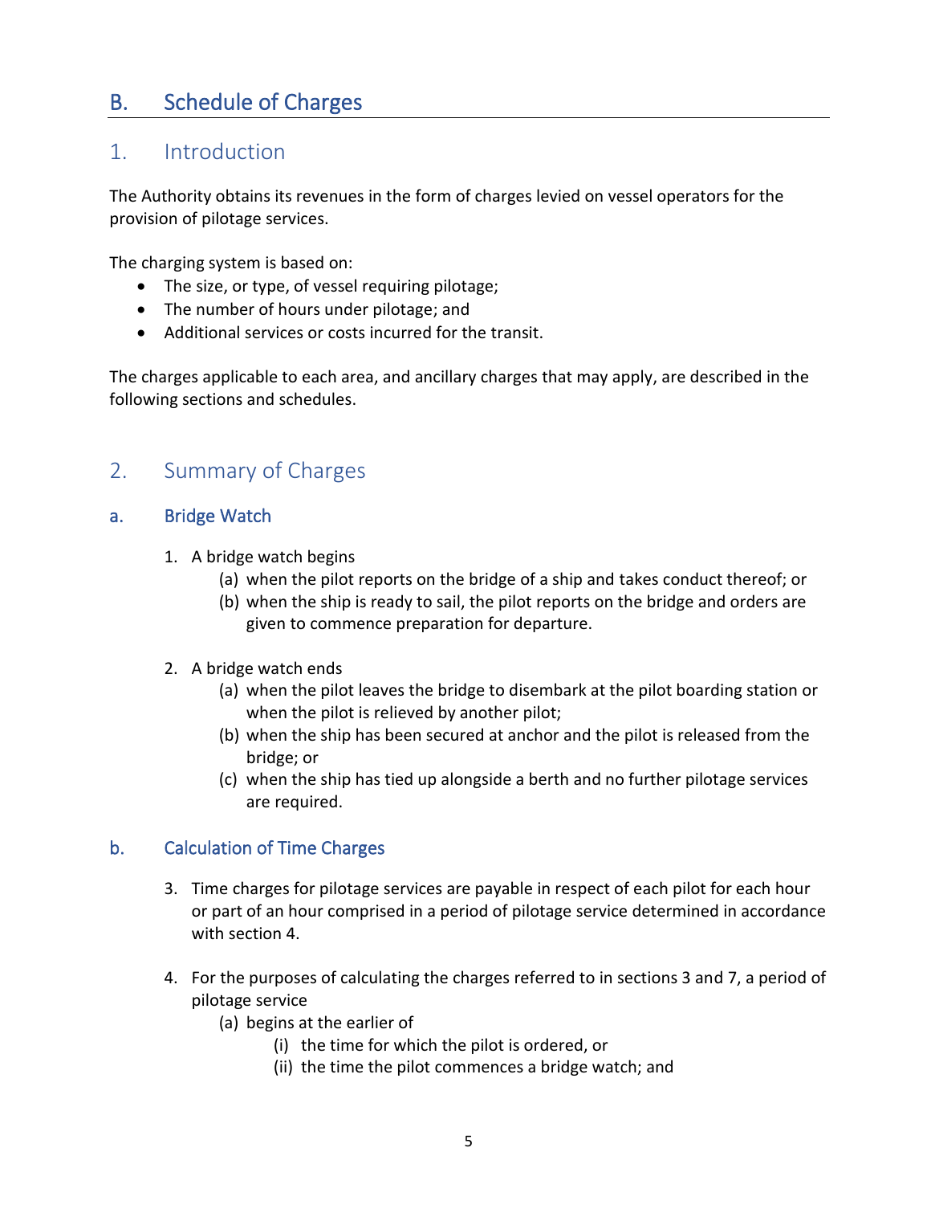# B. Schedule of Charges

## 1. Introduction

The Authority obtains its revenues in the form of charges levied on vessel operators for the provision of pilotage services.

The charging system is based on:

- The size, or type, of vessel requiring pilotage;
- The number of hours under pilotage; and
- Additional services or costs incurred for the transit.

The charges applicable to each area, and ancillary charges that may apply, are described in the following sections and schedules.

## 2. Summary of Charges

### a. Bridge Watch

1. A bridge watch begins
   - (a) when the pilot reports on the bridge of a ship and takes conduct thereof; or
   - (b) when the ship is ready to sail, the pilot reports on the bridge and orders are given to commence preparation for departure.

2. A bridge watch ends
   - (a) when the pilot leaves the bridge to disembark at the pilot boarding station or when the pilot is relieved by another pilot;
   - (b) when the ship has been secured at anchor and the pilot is released from the bridge; or
   - (c) when the ship has tied up alongside a berth and no further pilotage services are required.

### b. Calculation of Time Charges

3. Time charges for pilotage services are payable in respect of each pilot for each hour or part of an hour comprised in a period of pilotage service determined in accordance with section 4.

4. For the purposes of calculating the charges referred to in sections 3 and 7, a period of pilotage service
   - (a) begins at the earlier of
     - (i) the time for which the pilot is ordered, or
     - (ii) the time the pilot commences a bridge watch; and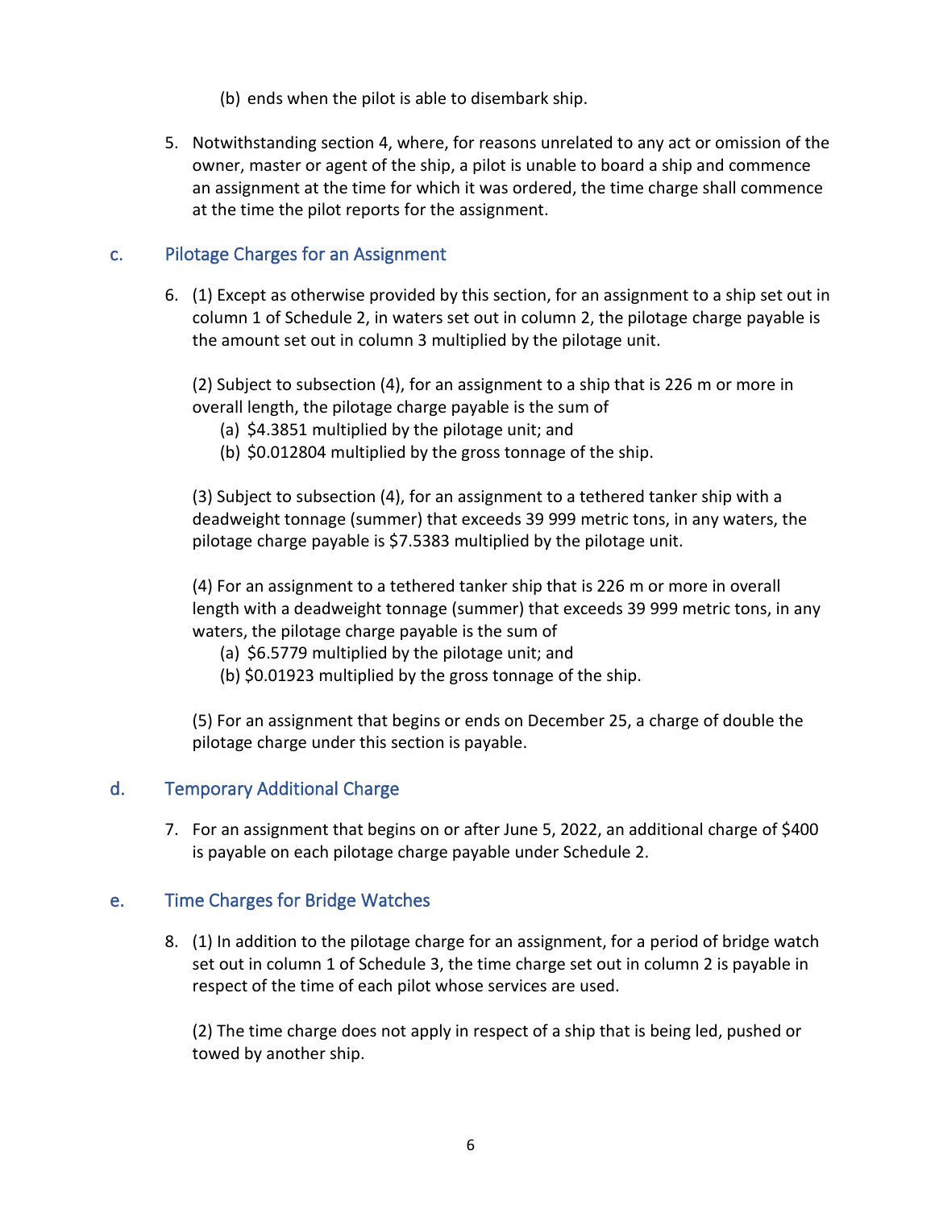(b) ends when the pilot is able to disembark ship.

5. Notwithstanding section 4, where, for reasons unrelated to any act or omission of the owner, master or agent of the ship, a pilot is unable to board a ship and commence an assignment at the time for which it was ordered, the time charge shall commence at the time the pilot reports for the assignment.

## c. Pilotage Charges for an Assignment

6. (1) Except as otherwise provided by this section, for an assignment to a ship set out in column 1 of Schedule 2, in waters set out in column 2, the pilotage charge payable is the amount set out in column 3 multiplied by the pilotage unit.

   (2) Subject to subsection (4), for an assignment to a ship that is 226 m or more in overall length, the pilotage charge payable is the sum of
   - (a) $4.3851 multiplied by the pilotage unit; and
   - (b) $0.012804 multiplied by the gross tonnage of the ship.

   (3) Subject to subsection (4), for an assignment to a tethered tanker ship with a deadweight tonnage (summer) that exceeds 39 999 metric tons, in any waters, the pilotage charge payable is $7.5383 multiplied by the pilotage unit.

   (4) For an assignment to a tethered tanker ship that is 226 m or more in overall length with a deadweight tonnage (summer) that exceeds 39 999 metric tons, in any waters, the pilotage charge payable is the sum of
   - (a) $6.5779 multiplied by the pilotage unit; and
   - (b) $0.01923 multiplied by the gross tonnage of the ship.

   (5) For an assignment that begins or ends on December 25, a charge of double the pilotage charge under this section is payable.

## d. Temporary Additional Charge

7. For an assignment that begins on or after June 5, 2022, an additional charge of $400 is payable on each pilotage charge payable under Schedule 2.

## e. Time Charges for Bridge Watches

8. (1) In addition to the pilotage charge for an assignment, for a period of bridge watch set out in column 1 of Schedule 3, the time charge set out in column 2 is payable in respect of the time of each pilot whose services are used.

   (2) The time charge does not apply in respect of a ship that is being led, pushed or towed by another ship.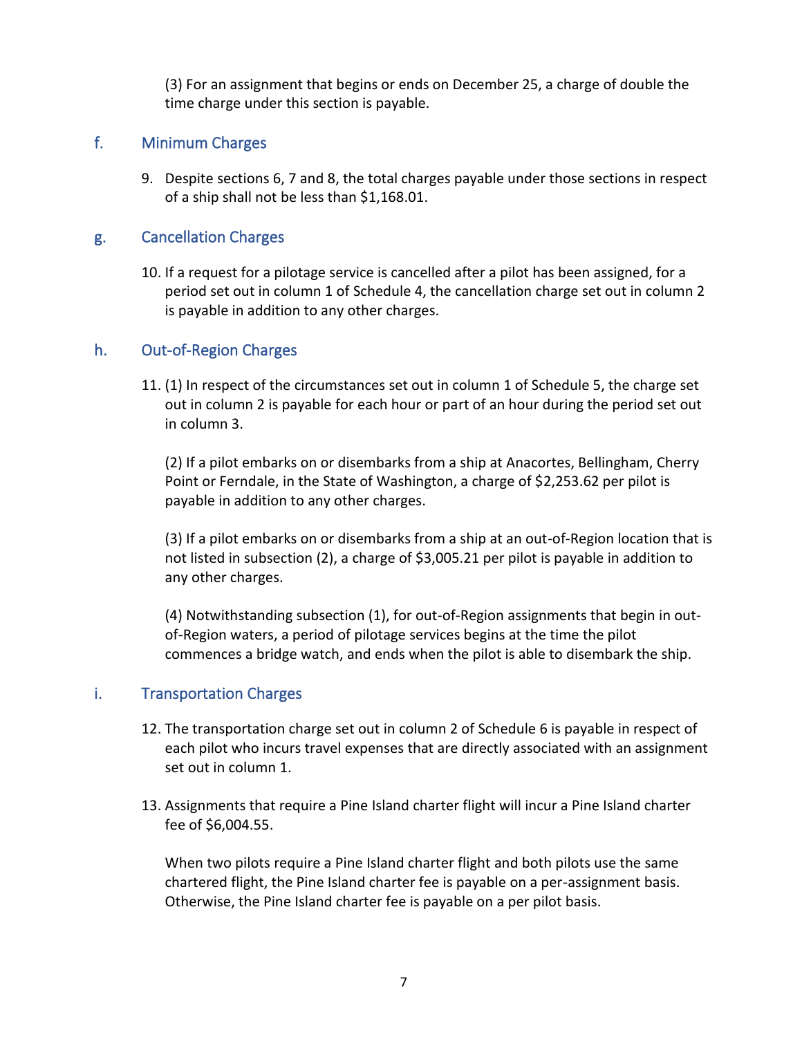(3) For an assignment that begins or ends on December 25, a charge of double the time charge under this section is payable.

## f. Minimum Charges

9. Despite sections 6, 7 and 8, the total charges payable under those sections in respect of a ship shall not be less than $1,168.01.

## g. Cancellation Charges

10. If a request for a pilotage service is cancelled after a pilot has been assigned, for a period set out in column 1 of Schedule 4, the cancellation charge set out in column 2 is payable in addition to any other charges.

## h. Out-of-Region Charges

11. (1) In respect of the circumstances set out in column 1 of Schedule 5, the charge set out in column 2 is payable for each hour or part of an hour during the period set out in column 3.

    (2) If a pilot embarks on or disembarks from a ship at Anacortes, Bellingham, Cherry Point or Ferndale, in the State of Washington, a charge of $2,253.62 per pilot is payable in addition to any other charges.

    (3) If a pilot embarks on or disembarks from a ship at an out-of-Region location that is not listed in subsection (2), a charge of $3,005.21 per pilot is payable in addition to any other charges.

    (4) Notwithstanding subsection (1), for out-of-Region assignments that begin in out-of-Region waters, a period of pilotage services begins at the time the pilot commences a bridge watch, and ends when the pilot is able to disembark the ship.

## i. Transportation Charges

12. The transportation charge set out in column 2 of Schedule 6 is payable in respect of each pilot who incurs travel expenses that are directly associated with an assignment set out in column 1.

13. Assignments that require a Pine Island charter flight will incur a Pine Island charter fee of $6,004.55.

    When two pilots require a Pine Island charter flight and both pilots use the same chartered flight, the Pine Island charter fee is payable on a per-assignment basis. Otherwise, the Pine Island charter fee is payable on a per pilot basis.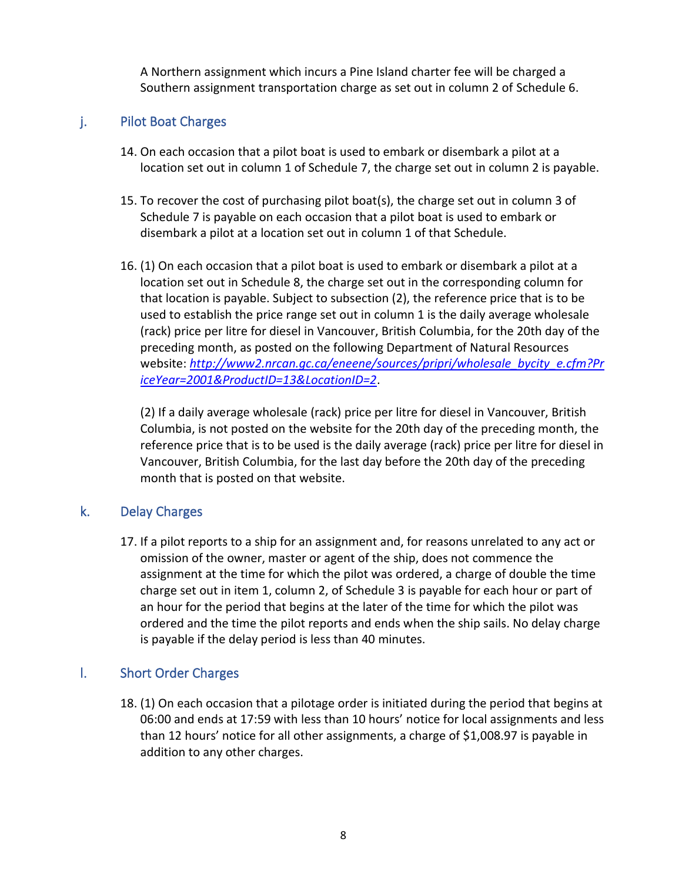A Northern assignment which incurs a Pine Island charter fee will be charged a Southern assignment transportation charge as set out in column 2 of Schedule 6.

## j. Pilot Boat Charges

14. On each occasion that a pilot boat is used to embark or disembark a pilot at a location set out in column 1 of Schedule 7, the charge set out in column 2 is payable.

15. To recover the cost of purchasing pilot boat(s), the charge set out in column 3 of Schedule 7 is payable on each occasion that a pilot boat is used to embark or disembark a pilot at a location set out in column 1 of that Schedule.

16. (1) On each occasion that a pilot boat is used to embark or disembark a pilot at a location set out in Schedule 8, the charge set out in the corresponding column for that location is payable. Subject to subsection (2), the reference price that is to be used to establish the price range set out in column 1 is the daily average wholesale (rack) price per litre for diesel in Vancouver, British Columbia, for the 20th day of the preceding month, as posted on the following Department of Natural Resources website: *http://www2.nrcan.gc.ca/eneene/sources/pripri/wholesale_bycity_e.cfm?PriceYear=2001&ProductID=13&LocationID=2*.

    (2) If a daily average wholesale (rack) price per litre for diesel in Vancouver, British Columbia, is not posted on the website for the 20th day of the preceding month, the reference price that is to be used is the daily average (rack) price per litre for diesel in Vancouver, British Columbia, for the last day before the 20th day of the preceding month that is posted on that website.

## k. Delay Charges

17. If a pilot reports to a ship for an assignment and, for reasons unrelated to any act or omission of the owner, master or agent of the ship, does not commence the assignment at the time for which the pilot was ordered, a charge of double the time charge set out in item 1, column 2, of Schedule 3 is payable for each hour or part of an hour for the period that begins at the later of the time for which the pilot was ordered and the time the pilot reports and ends when the ship sails. No delay charge is payable if the delay period is less than 40 minutes.

## l. Short Order Charges

18. (1) On each occasion that a pilotage order is initiated during the period that begins at 06:00 and ends at 17:59 with less than 10 hours' notice for local assignments and less than 12 hours' notice for all other assignments, a charge of $1,008.97 is payable in addition to any other charges.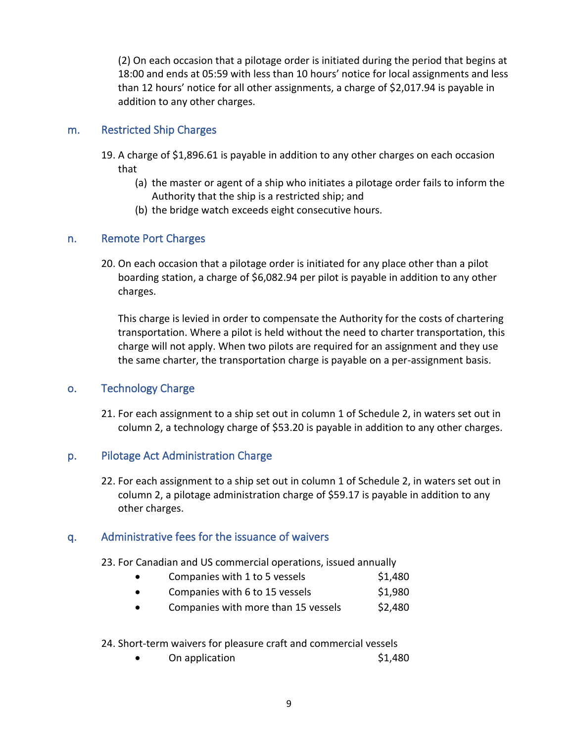(2) On each occasion that a pilotage order is initiated during the period that begins at 18:00 and ends at 05:59 with less than 10 hours' notice for local assignments and less than 12 hours' notice for all other assignments, a charge of $2,017.94 is payable in addition to any other charges.

## m. Restricted Ship Charges

19. A charge of $1,896.61 is payable in addition to any other charges on each occasion that
    - (a) the master or agent of a ship who initiates a pilotage order fails to inform the Authority that the ship is a restricted ship; and
    - (b) the bridge watch exceeds eight consecutive hours.

## n. Remote Port Charges

20. On each occasion that a pilotage order is initiated for any place other than a pilot boarding station, a charge of $6,082.94 per pilot is payable in addition to any other charges.

    This charge is levied in order to compensate the Authority for the costs of chartering transportation. Where a pilot is held without the need to charter transportation, this charge will not apply. When two pilots are required for an assignment and they use the same charter, the transportation charge is payable on a per-assignment basis.

## o. Technology Charge

21. For each assignment to a ship set out in column 1 of Schedule 2, in waters set out in column 2, a technology charge of $53.20 is payable in addition to any other charges.

## p. Pilotage Act Administration Charge

22. For each assignment to a ship set out in column 1 of Schedule 2, in waters set out in column 2, a pilotage administration charge of $59.17 is payable in addition to any other charges.

## q. Administrative fees for the issuance of waivers

23. For Canadian and US commercial operations, issued annually
    - Companies with 1 to 5 vessels $1,480
    - Companies with 6 to 15 vessels $1,980
    - Companies with more than 15 vessels $2,480

24. Short-term waivers for pleasure craft and commercial vessels
    - On application $1,480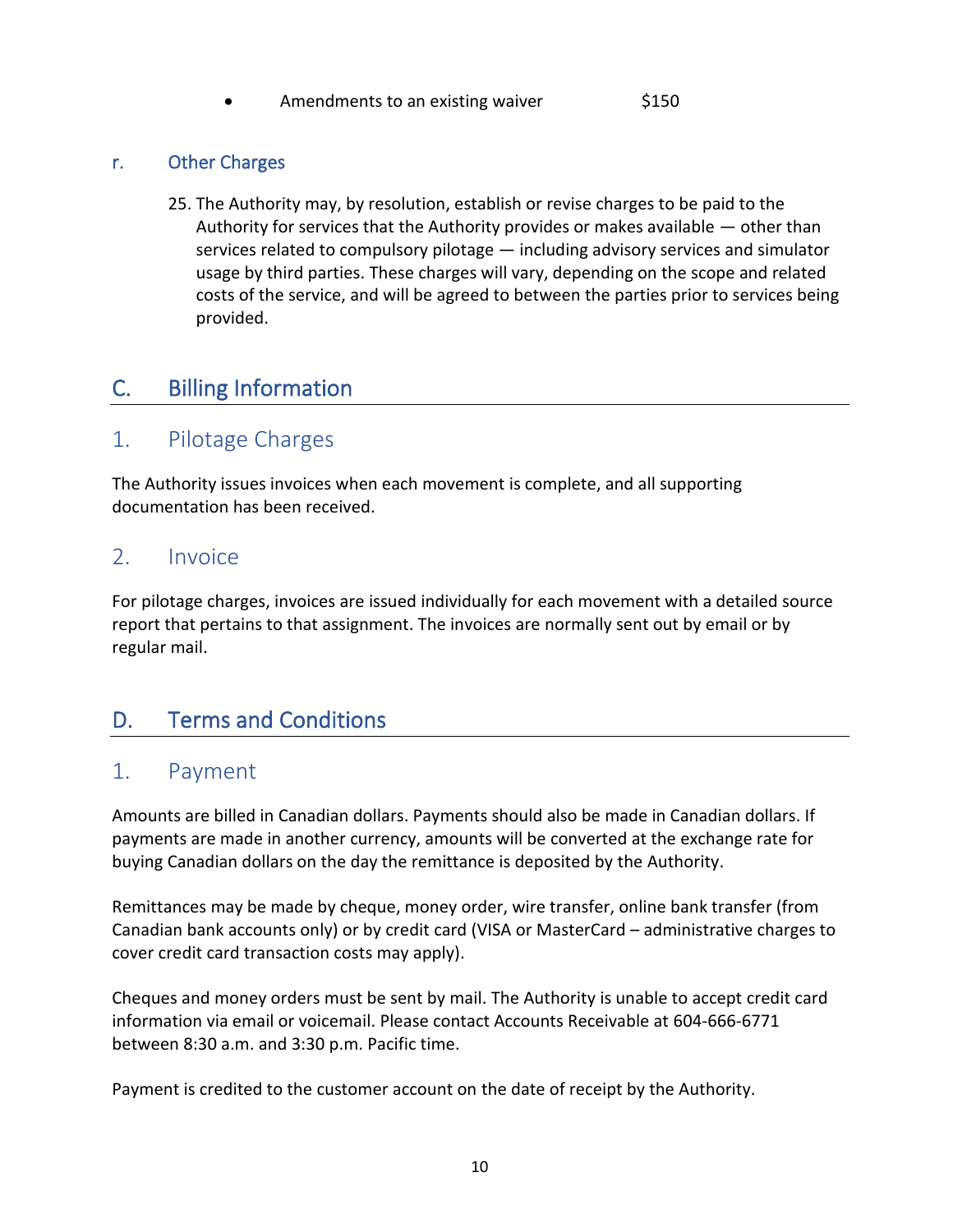- Amendments to an existing waiver $150

### r. Other Charges

25. The Authority may, by resolution, establish or revise charges to be paid to the Authority for services that the Authority provides or makes available — other than services related to compulsory pilotage — including advisory services and simulator usage by third parties. These charges will vary, depending on the scope and related costs of the service, and will be agreed to between the parties prior to services being provided.

## C. Billing Information

### 1. Pilotage Charges

The Authority issues invoices when each movement is complete, and all supporting documentation has been received.

### 2. Invoice

For pilotage charges, invoices are issued individually for each movement with a detailed source report that pertains to that assignment. The invoices are normally sent out by email or by regular mail.

## D. Terms and Conditions

### 1. Payment

Amounts are billed in Canadian dollars. Payments should also be made in Canadian dollars. If payments are made in another currency, amounts will be converted at the exchange rate for buying Canadian dollars on the day the remittance is deposited by the Authority.

Remittances may be made by cheque, money order, wire transfer, online bank transfer (from Canadian bank accounts only) or by credit card (VISA or MasterCard – administrative charges to cover credit card transaction costs may apply).

Cheques and money orders must be sent by mail. The Authority is unable to accept credit card information via email or voicemail. Please contact Accounts Receivable at 604-666-6771 between 8:30 a.m. and 3:30 p.m. Pacific time.

Payment is credited to the customer account on the date of receipt by the Authority.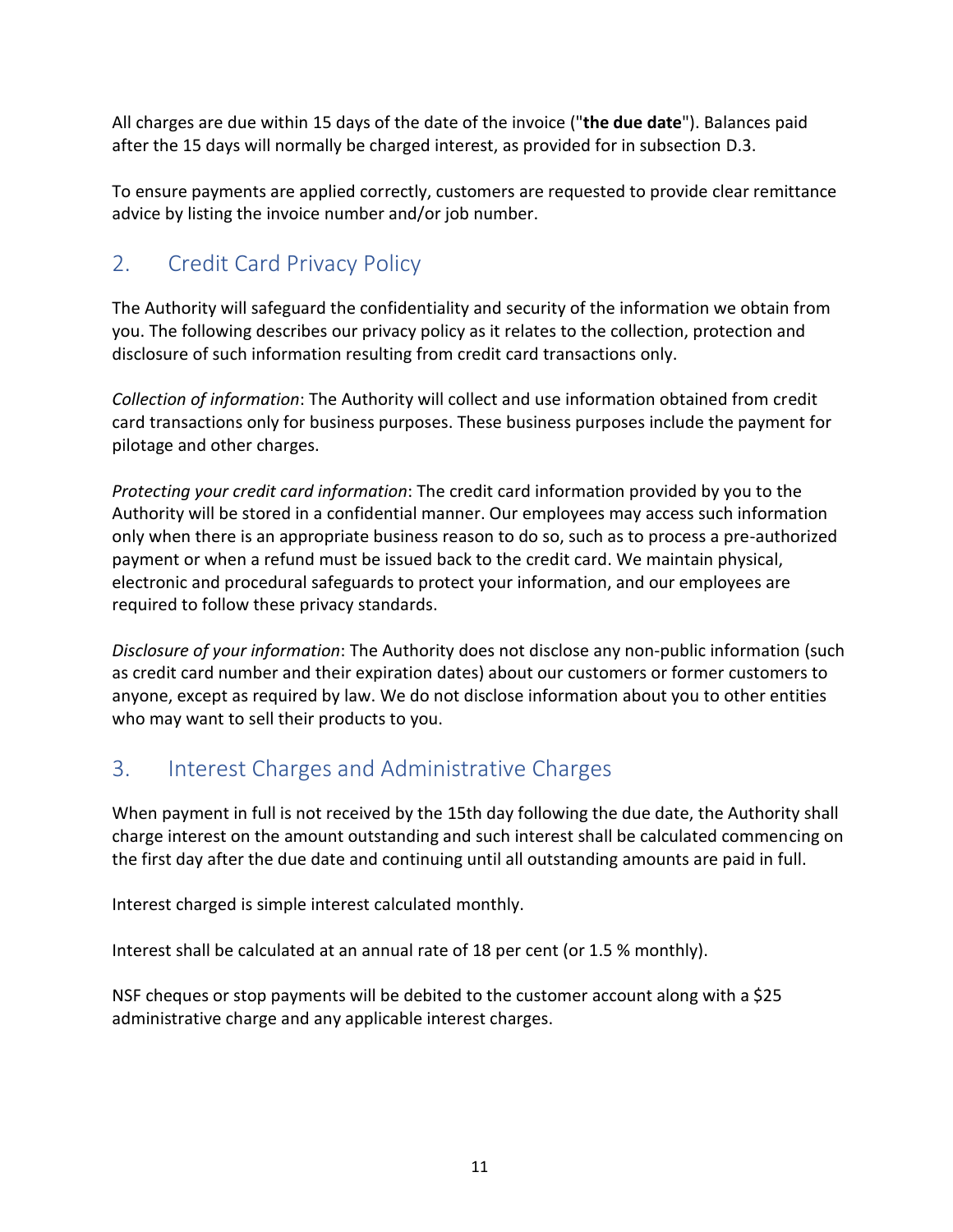All charges are due within 15 days of the date of the invoice ("**the due date**"). Balances paid after the 15 days will normally be charged interest, as provided for in subsection D.3.

To ensure payments are applied correctly, customers are requested to provide clear remittance advice by listing the invoice number and/or job number.

## 2. Credit Card Privacy Policy

The Authority will safeguard the confidentiality and security of the information we obtain from you. The following describes our privacy policy as it relates to the collection, protection and disclosure of such information resulting from credit card transactions only.

*Collection of information*: The Authority will collect and use information obtained from credit card transactions only for business purposes. These business purposes include the payment for pilotage and other charges.

*Protecting your credit card information*: The credit card information provided by you to the Authority will be stored in a confidential manner. Our employees may access such information only when there is an appropriate business reason to do so, such as to process a pre-authorized payment or when a refund must be issued back to the credit card. We maintain physical, electronic and procedural safeguards to protect your information, and our employees are required to follow these privacy standards.

*Disclosure of your information*: The Authority does not disclose any non-public information (such as credit card number and their expiration dates) about our customers or former customers to anyone, except as required by law. We do not disclose information about you to other entities who may want to sell their products to you.

## 3. Interest Charges and Administrative Charges

When payment in full is not received by the 15th day following the due date, the Authority shall charge interest on the amount outstanding and such interest shall be calculated commencing on the first day after the due date and continuing until all outstanding amounts are paid in full.

Interest charged is simple interest calculated monthly.

Interest shall be calculated at an annual rate of 18 per cent (or 1.5 % monthly).

NSF cheques or stop payments will be debited to the customer account along with a $25 administrative charge and any applicable interest charges.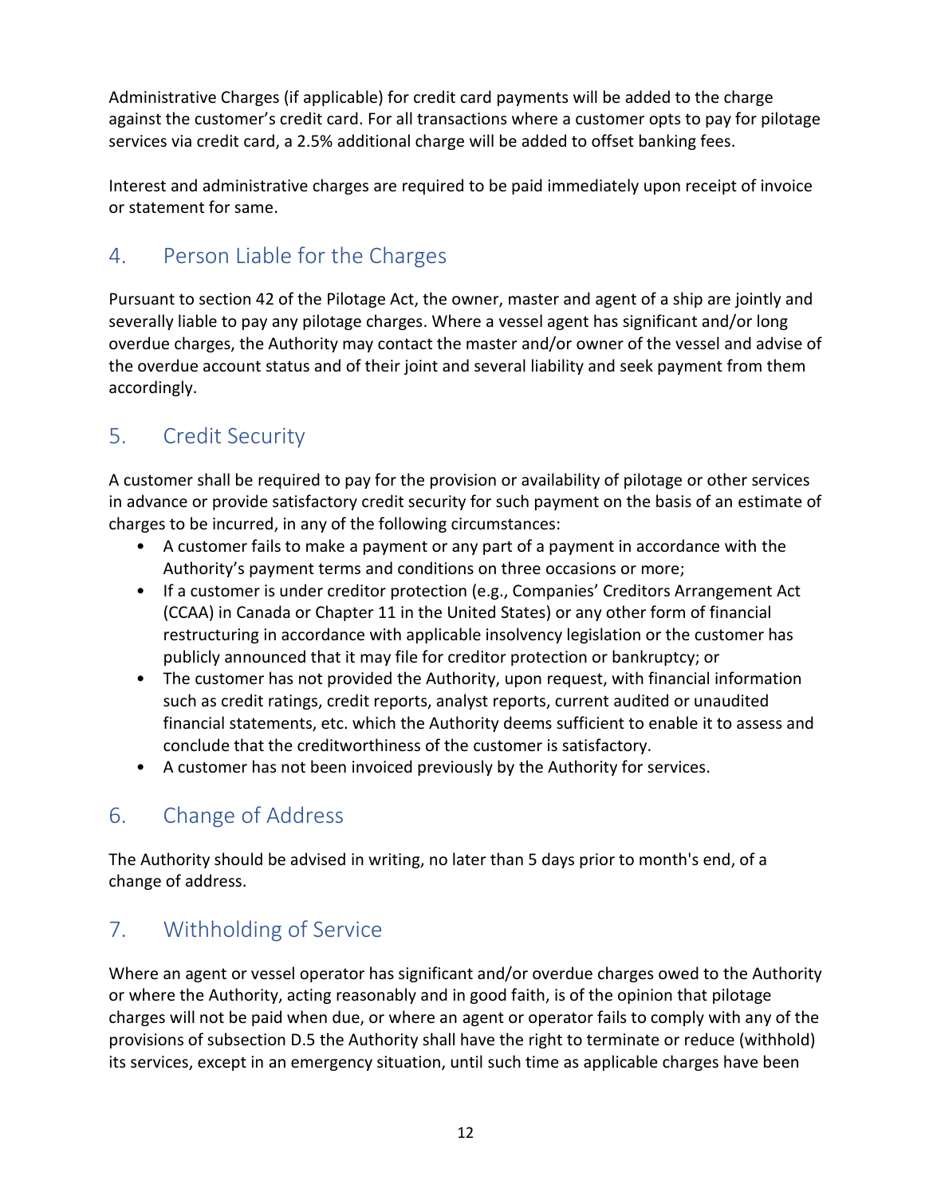Administrative Charges (if applicable) for credit card payments will be added to the charge against the customer's credit card. For all transactions where a customer opts to pay for pilotage services via credit card, a 2.5% additional charge will be added to offset banking fees.

Interest and administrative charges are required to be paid immediately upon receipt of invoice or statement for same.

## 4. Person Liable for the Charges

Pursuant to section 42 of the Pilotage Act, the owner, master and agent of a ship are jointly and severally liable to pay any pilotage charges. Where a vessel agent has significant and/or long overdue charges, the Authority may contact the master and/or owner of the vessel and advise of the overdue account status and of their joint and several liability and seek payment from them accordingly.

## 5. Credit Security

A customer shall be required to pay for the provision or availability of pilotage or other services in advance or provide satisfactory credit security for such payment on the basis of an estimate of charges to be incurred, in any of the following circumstances:

- A customer fails to make a payment or any part of a payment in accordance with the Authority's payment terms and conditions on three occasions or more;
- If a customer is under creditor protection (e.g., Companies' Creditors Arrangement Act (CCAA) in Canada or Chapter 11 in the United States) or any other form of financial restructuring in accordance with applicable insolvency legislation or the customer has publicly announced that it may file for creditor protection or bankruptcy; or
- The customer has not provided the Authority, upon request, with financial information such as credit ratings, credit reports, analyst reports, current audited or unaudited financial statements, etc. which the Authority deems sufficient to enable it to assess and conclude that the creditworthiness of the customer is satisfactory.
- A customer has not been invoiced previously by the Authority for services.

## 6. Change of Address

The Authority should be advised in writing, no later than 5 days prior to month's end, of a change of address.

## 7. Withholding of Service

Where an agent or vessel operator has significant and/or overdue charges owed to the Authority or where the Authority, acting reasonably and in good faith, is of the opinion that pilotage charges will not be paid when due, or where an agent or operator fails to comply with any of the provisions of subsection D.5 the Authority shall have the right to terminate or reduce (withhold) its services, except in an emergency situation, until such time as applicable charges have been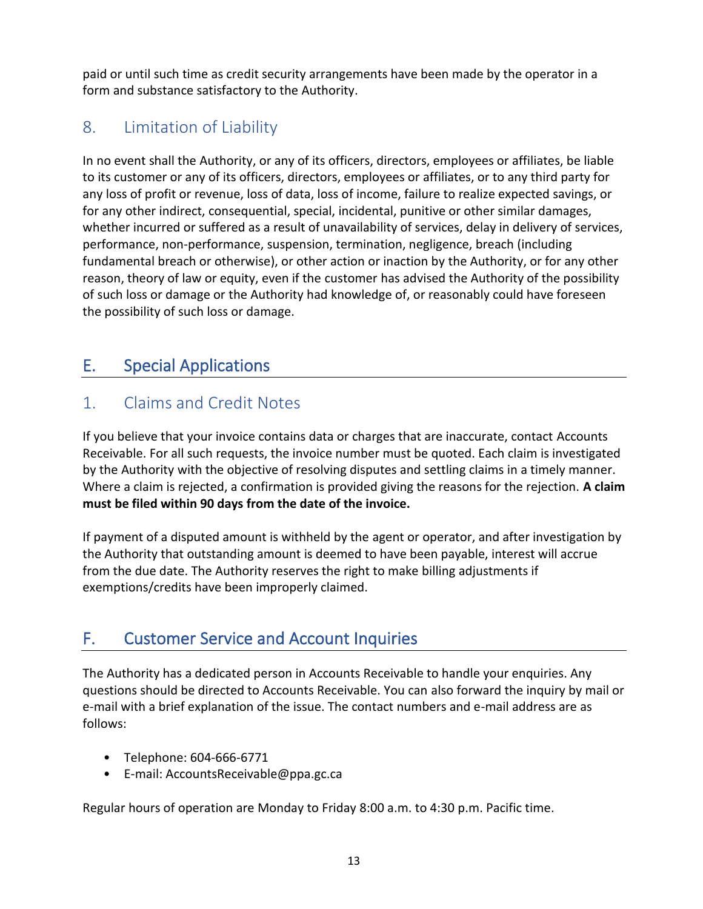paid or until such time as credit security arrangements have been made by the operator in a form and substance satisfactory to the Authority.

### 8. Limitation of Liability

In no event shall the Authority, or any of its officers, directors, employees or affiliates, be liable to its customer or any of its officers, directors, employees or affiliates, or to any third party for any loss of profit or revenue, loss of data, loss of income, failure to realize expected savings, or for any other indirect, consequential, special, incidental, punitive or other similar damages, whether incurred or suffered as a result of unavailability of services, delay in delivery of services, performance, non-performance, suspension, termination, negligence, breach (including fundamental breach or otherwise), or other action or inaction by the Authority, or for any other reason, theory of law or equity, even if the customer has advised the Authority of the possibility of such loss or damage or the Authority had knowledge of, or reasonably could have foreseen the possibility of such loss or damage.

## E. Special Applications

### 1. Claims and Credit Notes

If you believe that your invoice contains data or charges that are inaccurate, contact Accounts Receivable. For all such requests, the invoice number must be quoted. Each claim is investigated by the Authority with the objective of resolving disputes and settling claims in a timely manner. Where a claim is rejected, a confirmation is provided giving the reasons for the rejection. **A claim must be filed within 90 days from the date of the invoice.**

If payment of a disputed amount is withheld by the agent or operator, and after investigation by the Authority that outstanding amount is deemed to have been payable, interest will accrue from the due date. The Authority reserves the right to make billing adjustments if exemptions/credits have been improperly claimed.

## F. Customer Service and Account Inquiries

The Authority has a dedicated person in Accounts Receivable to handle your enquiries. Any questions should be directed to Accounts Receivable. You can also forward the inquiry by mail or e-mail with a brief explanation of the issue. The contact numbers and e-mail address are as follows:

- Telephone: 604-666-6771
- E-mail: AccountsReceivable@ppa.gc.ca

Regular hours of operation are Monday to Friday 8:00 a.m. to 4:30 p.m. Pacific time.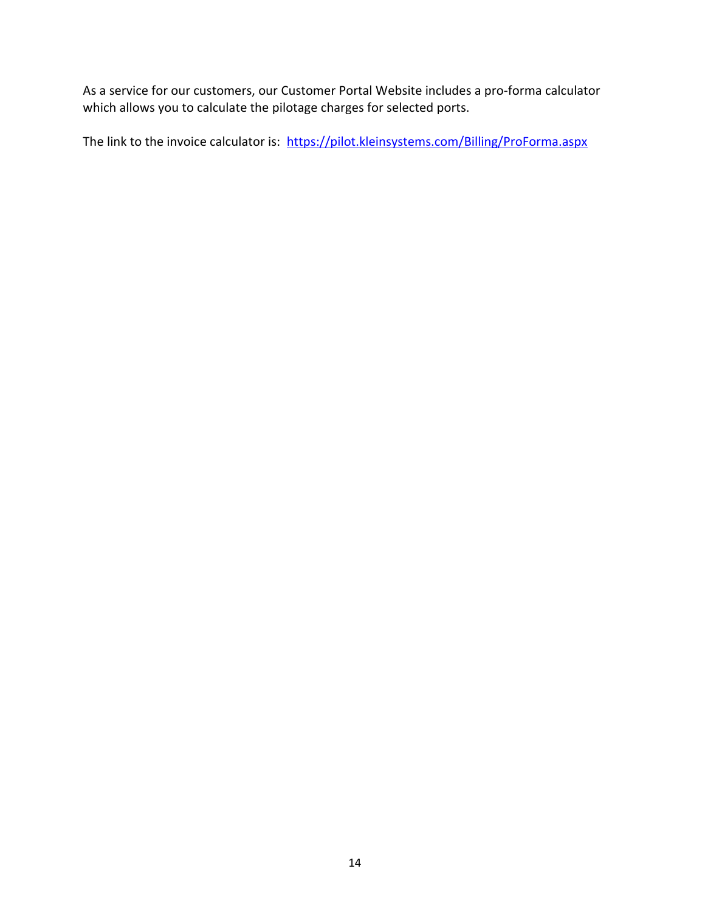As a service for our customers, our Customer Portal Website includes a pro-forma calculator which allows you to calculate the pilotage charges for selected ports.

The link to the invoice calculator is: [https://pilot.kleinsystems.com/Billing/ProForma.aspx](https://pilot.kleinsystems.com/Billing/ProForma.aspx)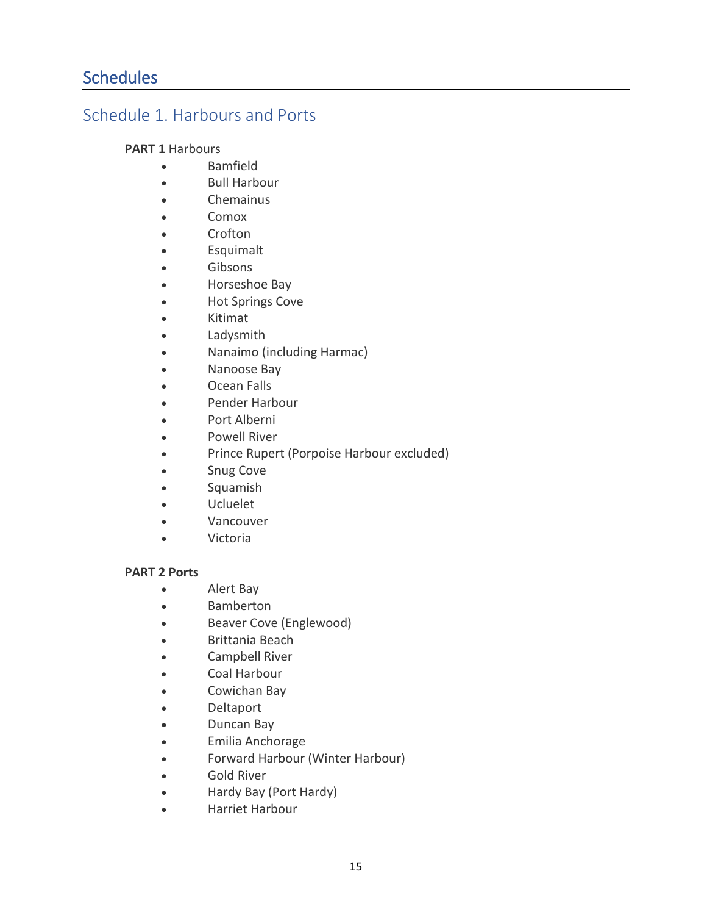# Schedules

## Schedule 1. Harbours and Ports

**PART 1** Harbours

- Bamfield
- Bull Harbour
- Chemainus
- Comox
- Crofton
- Esquimalt
- Gibsons
- Horseshoe Bay
- Hot Springs Cove
- Kitimat
- Ladysmith
- Nanaimo (including Harmac)
- Nanoose Bay
- Ocean Falls
- Pender Harbour
- Port Alberni
- Powell River
- Prince Rupert (Porpoise Harbour excluded)
- Snug Cove
- Squamish
- Ucluelet
- Vancouver
- Victoria

**PART 2 Ports**

- Alert Bay
- Bamberton
- Beaver Cove (Englewood)
- Brittania Beach
- Campbell River
- Coal Harbour
- Cowichan Bay
- Deltaport
- Duncan Bay
- Emilia Anchorage
- Forward Harbour (Winter Harbour)
- Gold River
- Hardy Bay (Port Hardy)
- Harriet Harbour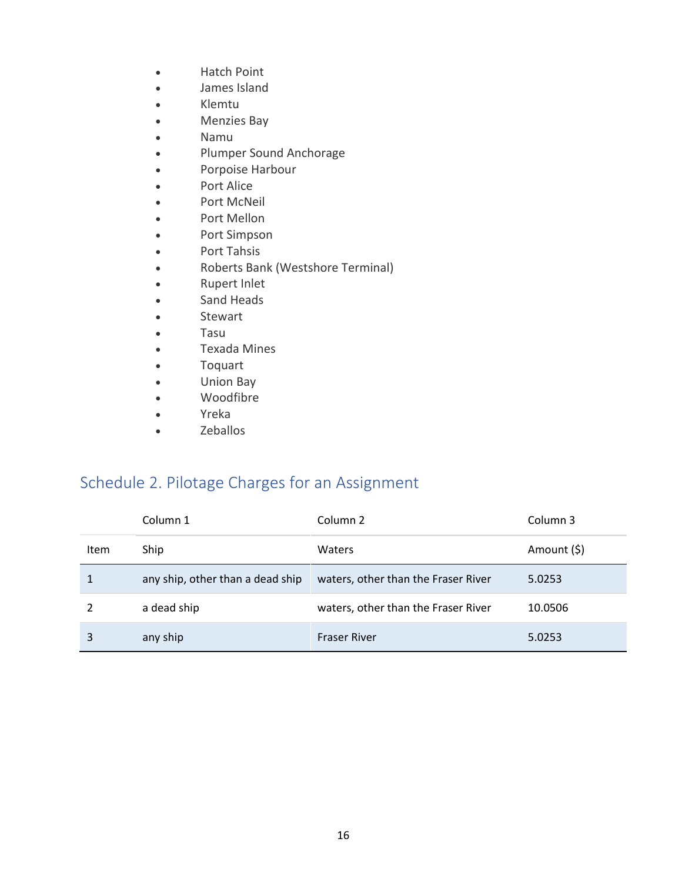- Hatch Point
- James Island
- Klemtu
- Menzies Bay
- Namu
- Plumper Sound Anchorage
- Porpoise Harbour
- Port Alice
- Port McNeil
- Port Mellon
- Port Simpson
- Port Tahsis
- Roberts Bank (Westshore Terminal)
- Rupert Inlet
- Sand Heads
- Stewart
- Tasu
- Texada Mines
- Toquart
- Union Bay
- Woodfibre
- Yreka
- Zeballos

## Schedule 2. Pilotage Charges for an Assignment

| | Column 1 | Column 2 | Column 3 |
|---|---|---|---|
| Item | Ship | Waters | Amount ($) |
| 1 | any ship, other than a dead ship | waters, other than the Fraser River | 5.0253 |
| 2 | a dead ship | waters, other than the Fraser River | 10.0506 |
| 3 | any ship | Fraser River | 5.0253 |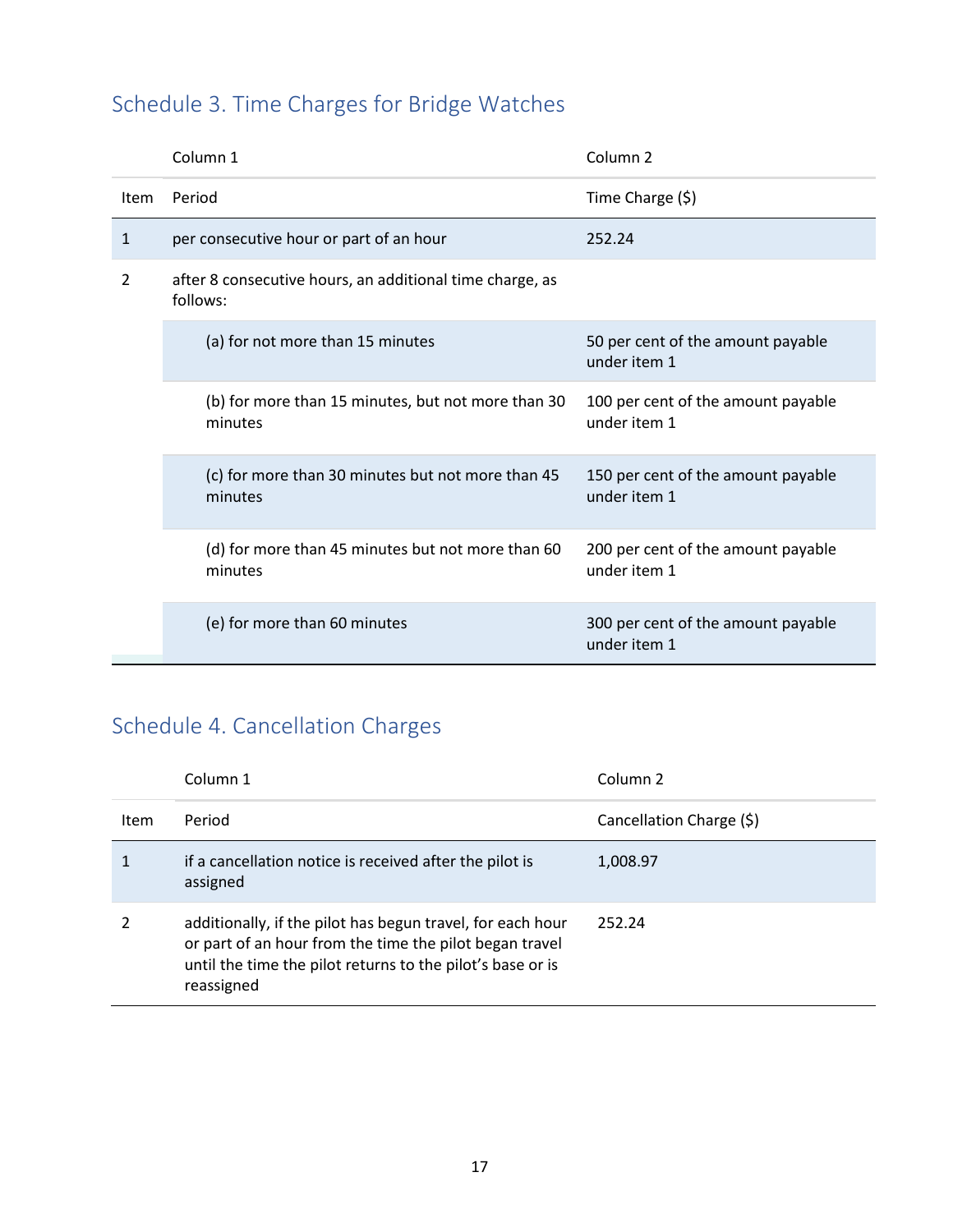## Schedule 3. Time Charges for Bridge Watches

| | Column 1 | Column 2 |
|---|---|---|
| Item | Period | Time Charge ($) |
| 1 | per consecutive hour or part of an hour | 252.24 |
| 2 | after 8 consecutive hours, an additional time charge, as follows: | |
| | (a) for not more than 15 minutes | 50 per cent of the amount payable under item 1 |
| | (b) for more than 15 minutes, but not more than 30 minutes | 100 per cent of the amount payable under item 1 |
| | (c) for more than 30 minutes but not more than 45 minutes | 150 per cent of the amount payable under item 1 |
| | (d) for more than 45 minutes but not more than 60 minutes | 200 per cent of the amount payable under item 1 |
| | (e) for more than 60 minutes | 300 per cent of the amount payable under item 1 |

## Schedule 4. Cancellation Charges

| | Column 1 | Column 2 |
|---|---|---|
| Item | Period | Cancellation Charge ($) |
| 1 | if a cancellation notice is received after the pilot is assigned | 1,008.97 |
| 2 | additionally, if the pilot has begun travel, for each hour or part of an hour from the time the pilot began travel until the time the pilot returns to the pilot's base or is reassigned | 252.24 |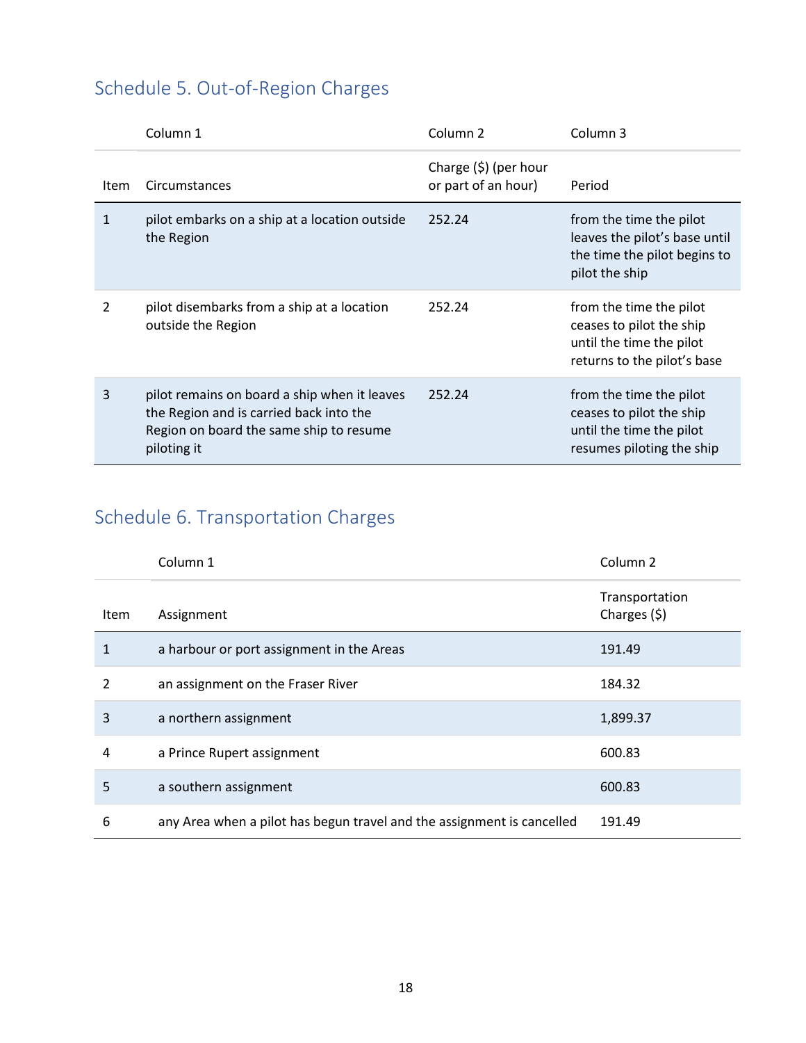## Schedule 5. Out-of-Region Charges

| | Column 1 | Column 2 | Column 3 |
|---|---|---|---|
| Item | Circumstances | Charge ($) (per hour or part of an hour) | Period |
| 1 | pilot embarks on a ship at a location outside the Region | 252.24 | from the time the pilot leaves the pilot's base until the time the pilot begins to pilot the ship |
| 2 | pilot disembarks from a ship at a location outside the Region | 252.24 | from the time the pilot ceases to pilot the ship until the time the pilot returns to the pilot's base |
| 3 | pilot remains on board a ship when it leaves the Region and is carried back into the Region on board the same ship to resume piloting it | 252.24 | from the time the pilot ceases to pilot the ship until the time the pilot resumes piloting the ship |

## Schedule 6. Transportation Charges

| | Column 1 | Column 2 |
|---|---|---|
| Item | Assignment | Transportation Charges ($) |
| 1 | a harbour or port assignment in the Areas | 191.49 |
| 2 | an assignment on the Fraser River | 184.32 |
| 3 | a northern assignment | 1,899.37 |
| 4 | a Prince Rupert assignment | 600.83 |
| 5 | a southern assignment | 600.83 |
| 6 | any Area when a pilot has begun travel and the assignment is cancelled | 191.49 |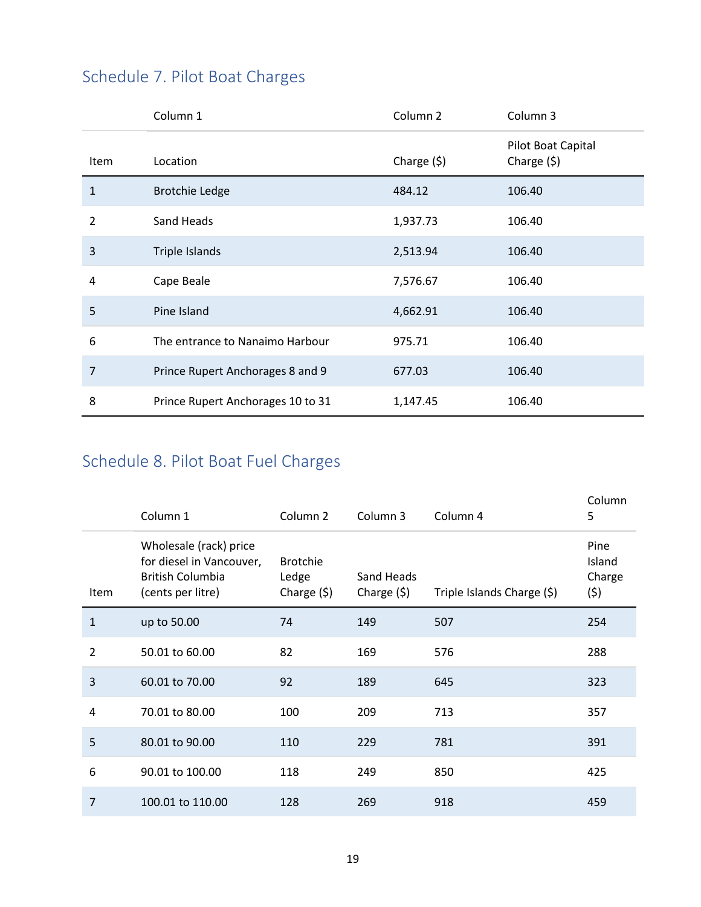## Schedule 7. Pilot Boat Charges

| | Column 1 | Column 2 | Column 3 |
|---|---|---|---|
| Item | Location | Charge ($) | Pilot Boat Capital Charge ($) |
| 1 | Brotchie Ledge | 484.12 | 106.40 |
| 2 | Sand Heads | 1,937.73 | 106.40 |
| 3 | Triple Islands | 2,513.94 | 106.40 |
| 4 | Cape Beale | 7,576.67 | 106.40 |
| 5 | Pine Island | 4,662.91 | 106.40 |
| 6 | The entrance to Nanaimo Harbour | 975.71 | 106.40 |
| 7 | Prince Rupert Anchorages 8 and 9 | 677.03 | 106.40 |
| 8 | Prince Rupert Anchorages 10 to 31 | 1,147.45 | 106.40 |

## Schedule 8. Pilot Boat Fuel Charges

| | Column 1 | Column 2 | Column 3 | Column 4 | Column 5 |
|---|---|---|---|---|---|
| Item | Wholesale (rack) price for diesel in Vancouver, British Columbia (cents per litre) | Brotchie Ledge Charge ($) | Sand Heads Charge ($) | Triple Islands Charge ($) | Pine Island Charge ($) |
| 1 | up to 50.00 | 74 | 149 | 507 | 254 |
| 2 | 50.01 to 60.00 | 82 | 169 | 576 | 288 |
| 3 | 60.01 to 70.00 | 92 | 189 | 645 | 323 |
| 4 | 70.01 to 80.00 | 100 | 209 | 713 | 357 |
| 5 | 80.01 to 90.00 | 110 | 229 | 781 | 391 |
| 6 | 90.01 to 100.00 | 118 | 249 | 850 | 425 |
| 7 | 100.01 to 110.00 | 128 | 269 | 918 | 459 |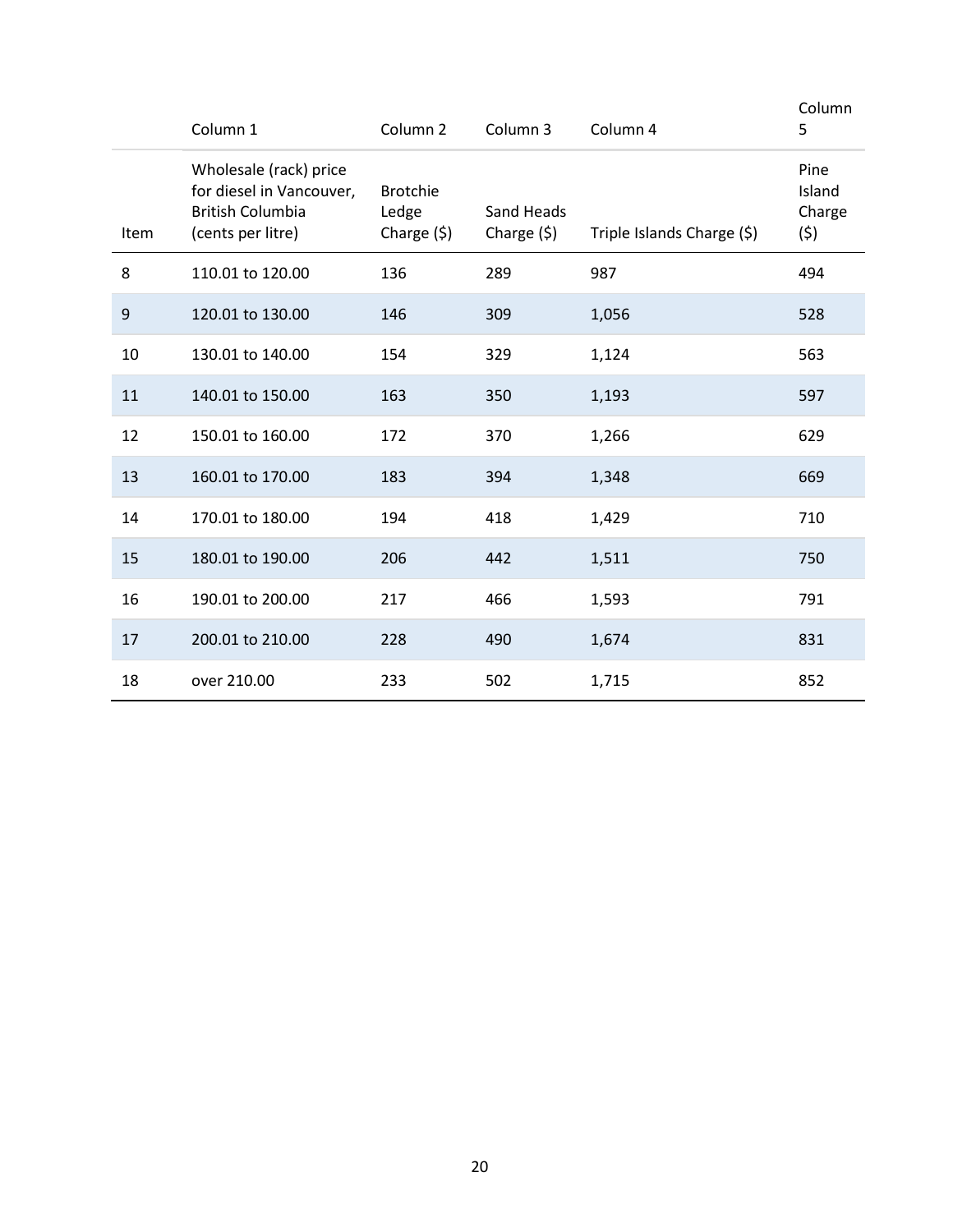| | Column 1 | Column 2 | Column 3 | Column 4 | Column 5 |
|---|---|---|---|---|---|
| Item | Wholesale (rack) price for diesel in Vancouver, British Columbia (cents per litre) | Brotchie Ledge Charge ($) | Sand Heads Charge ($) | Triple Islands Charge ($) | Pine Island Charge ($) |
| 8 | 110.01 to 120.00 | 136 | 289 | 987 | 494 |
| 9 | 120.01 to 130.00 | 146 | 309 | 1,056 | 528 |
| 10 | 130.01 to 140.00 | 154 | 329 | 1,124 | 563 |
| 11 | 140.01 to 150.00 | 163 | 350 | 1,193 | 597 |
| 12 | 150.01 to 160.00 | 172 | 370 | 1,266 | 629 |
| 13 | 160.01 to 170.00 | 183 | 394 | 1,348 | 669 |
| 14 | 170.01 to 180.00 | 194 | 418 | 1,429 | 710 |
| 15 | 180.01 to 190.00 | 206 | 442 | 1,511 | 750 |
| 16 | 190.01 to 200.00 | 217 | 466 | 1,593 | 791 |
| 17 | 200.01 to 210.00 | 228 | 490 | 1,674 | 831 |
| 18 | over 210.00 | 233 | 502 | 1,715 | 852 |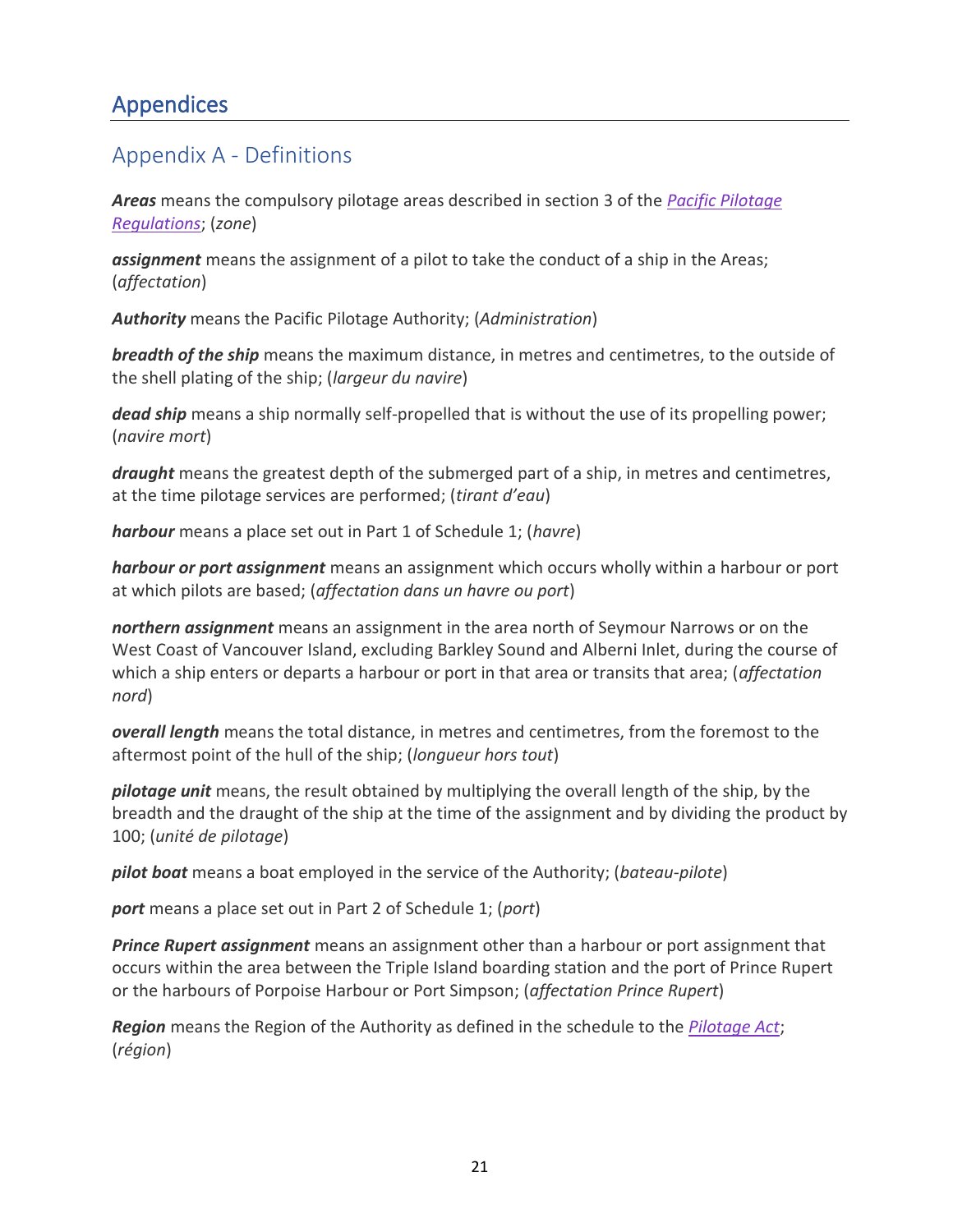# Appendices

## Appendix A - Definitions

***Areas*** means the compulsory pilotage areas described in section 3 of the [*Pacific Pilotage Regulations*](); (*zone*)

***assignment*** means the assignment of a pilot to take the conduct of a ship in the Areas; (*affectation*)

***Authority*** means the Pacific Pilotage Authority; (*Administration*)

***breadth of the ship*** means the maximum distance, in metres and centimetres, to the outside of the shell plating of the ship; (*largeur du navire*)

***dead ship*** means a ship normally self-propelled that is without the use of its propelling power; (*navire mort*)

***draught*** means the greatest depth of the submerged part of a ship, in metres and centimetres, at the time pilotage services are performed; (*tirant d'eau*)

***harbour*** means a place set out in Part 1 of Schedule 1; (*havre*)

***harbour or port assignment*** means an assignment which occurs wholly within a harbour or port at which pilots are based; (*affectation dans un havre ou port*)

***northern assignment*** means an assignment in the area north of Seymour Narrows or on the West Coast of Vancouver Island, excluding Barkley Sound and Alberni Inlet, during the course of which a ship enters or departs a harbour or port in that area or transits that area; (*affectation nord*)

***overall length*** means the total distance, in metres and centimetres, from the foremost to the aftermost point of the hull of the ship; (*longueur hors tout*)

***pilotage unit*** means, the result obtained by multiplying the overall length of the ship, by the breadth and the draught of the ship at the time of the assignment and by dividing the product by 100; (*unité de pilotage*)

***pilot boat*** means a boat employed in the service of the Authority; (*bateau-pilote*)

***port*** means a place set out in Part 2 of Schedule 1; (*port*)

***Prince Rupert assignment*** means an assignment other than a harbour or port assignment that occurs within the area between the Triple Island boarding station and the port of Prince Rupert or the harbours of Porpoise Harbour or Port Simpson; (*affectation Prince Rupert*)

***Region*** means the Region of the Authority as defined in the schedule to the [*Pilotage Act*](); (*région*)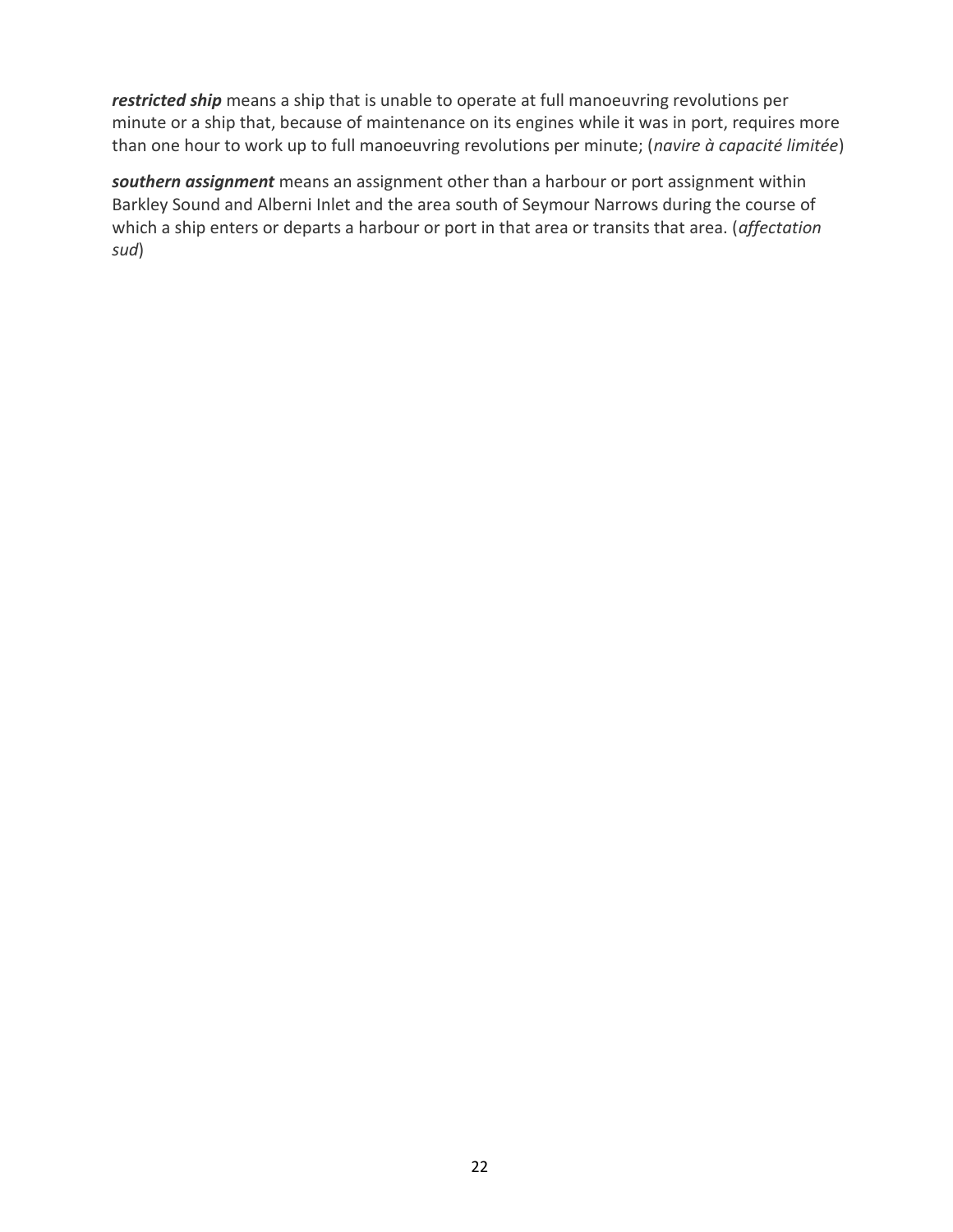***restricted ship*** means a ship that is unable to operate at full manoeuvring revolutions per minute or a ship that, because of maintenance on its engines while it was in port, requires more than one hour to work up to full manoeuvring revolutions per minute; (*navire à capacité limitée*)

***southern assignment*** means an assignment other than a harbour or port assignment within Barkley Sound and Alberni Inlet and the area south of Seymour Narrows during the course of which a ship enters or departs a harbour or port in that area or transits that area. (*affectation sud*)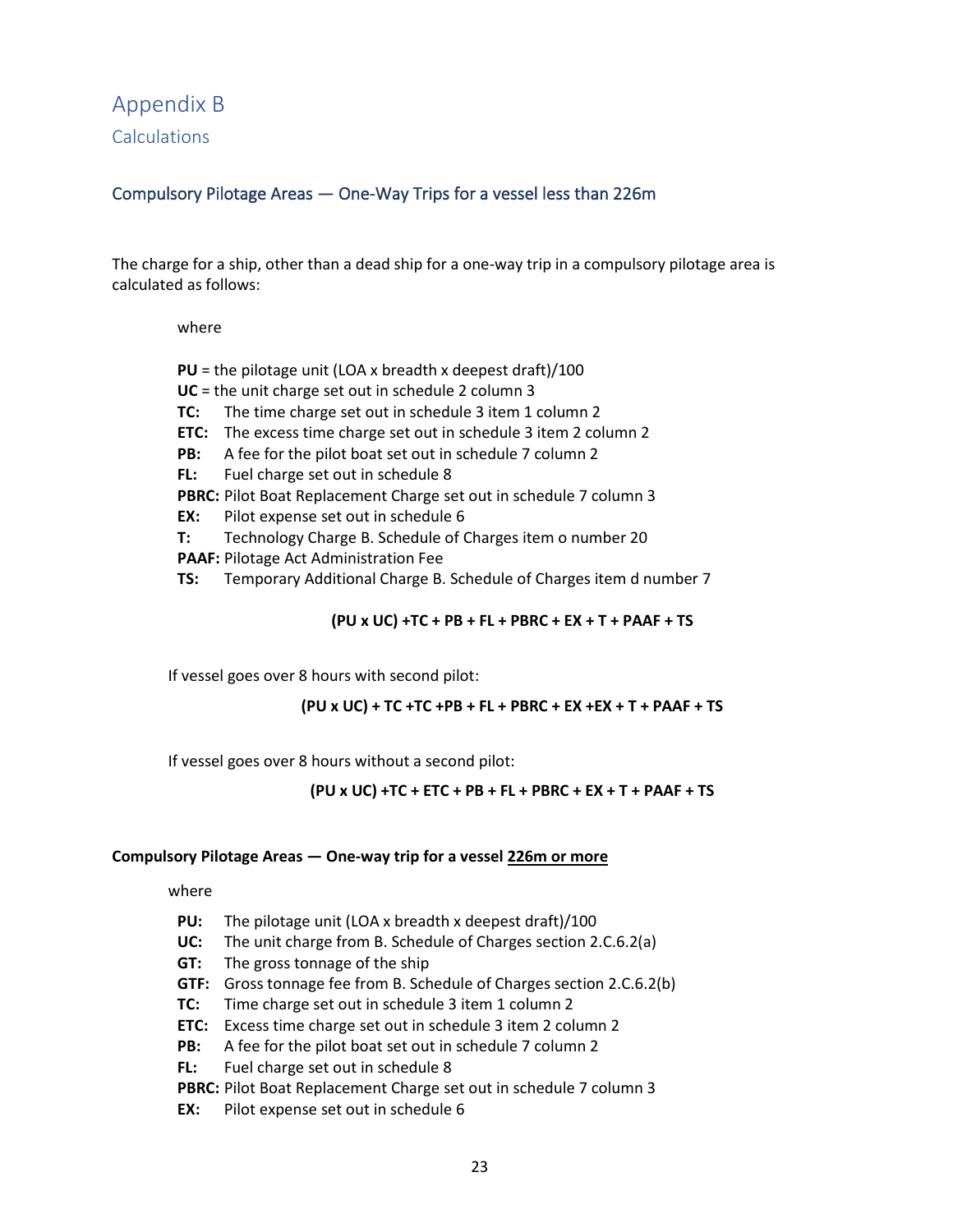# Appendix B

## Calculations

### Compulsory Pilotage Areas — One-Way Trips for a vessel less than 226m

The charge for a ship, other than a dead ship for a one-way trip in a compulsory pilotage area is calculated as follows:

where

**PU** = the pilotage unit (LOA x breadth x deepest draft)/100
**UC** = the unit charge set out in schedule 2 column 3
**TC:** The time charge set out in schedule 3 item 1 column 2
**ETC:** The excess time charge set out in schedule 3 item 2 column 2
**PB:** A fee for the pilot boat set out in schedule 7 column 2
**FL:** Fuel charge set out in schedule 8
**PBRC:** Pilot Boat Replacement Charge set out in schedule 7 column 3
**EX:** Pilot expense set out in schedule 6
**T:** Technology Charge B. Schedule of Charges item o number 20
**PAAF:** Pilotage Act Administration Fee
**TS:** Temporary Additional Charge B. Schedule of Charges item d number 7

**(PU x UC) +TC + PB + FL + PBRC + EX + T + PAAF + TS**

If vessel goes over 8 hours with second pilot:

**(PU x UC) + TC +TC +PB + FL + PBRC + EX +EX + T + PAAF + TS**

If vessel goes over 8 hours without a second pilot:

**(PU x UC) +TC + ETC + PB + FL + PBRC + EX + T + PAAF + TS**

**Compulsory Pilotage Areas — One-way trip for a vessel <u>226m or more</u>**

where

**PU:** The pilotage unit (LOA x breadth x deepest draft)/100
**UC:** The unit charge from B. Schedule of Charges section 2.C.6.2(a)
**GT:** The gross tonnage of the ship
**GTF:** Gross tonnage fee from B. Schedule of Charges section 2.C.6.2(b)
**TC:** Time charge set out in schedule 3 item 1 column 2
**ETC:** Excess time charge set out in schedule 3 item 2 column 2
**PB:** A fee for the pilot boat set out in schedule 7 column 2
**FL:** Fuel charge set out in schedule 8
**PBRC:** Pilot Boat Replacement Charge set out in schedule 7 column 3
**EX:** Pilot expense set out in schedule 6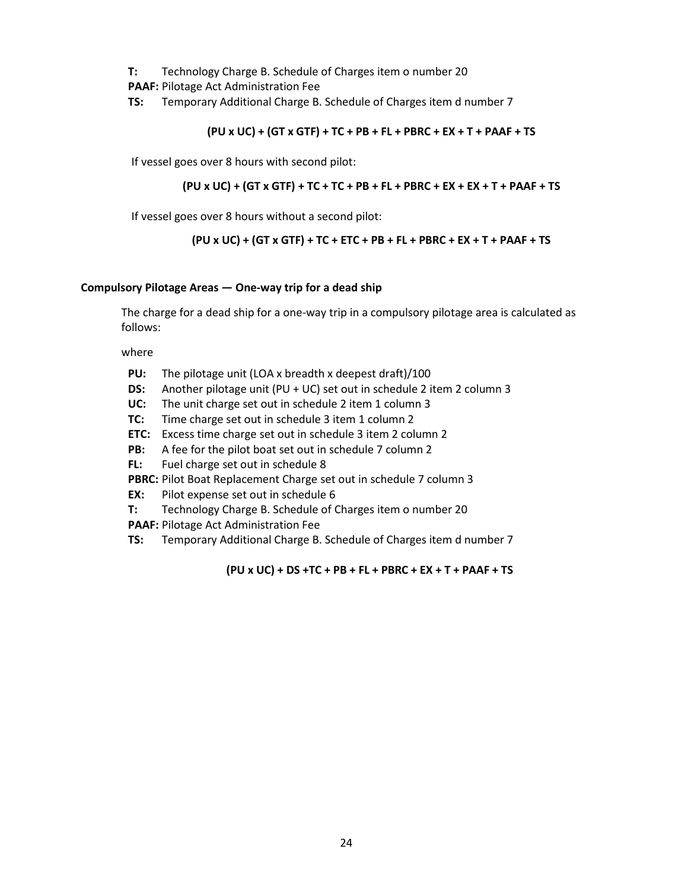**T:** Technology Charge B. Schedule of Charges item o number 20
**PAAF:** Pilotage Act Administration Fee
**TS:** Temporary Additional Charge B. Schedule of Charges item d number 7

**(PU x UC) + (GT x GTF) + TC + PB + FL + PBRC + EX + T + PAAF + TS**

If vessel goes over 8 hours with second pilot:

**(PU x UC) + (GT x GTF) + TC + TC + PB + FL + PBRC + EX + EX + T + PAAF + TS**

If vessel goes over 8 hours without a second pilot:

**(PU x UC) + (GT x GTF) + TC + ETC + PB + FL + PBRC + EX + T + PAAF + TS**

### Compulsory Pilotage Areas — One-way trip for a dead ship

The charge for a dead ship for a one-way trip in a compulsory pilotage area is calculated as follows:

where

**PU:** The pilotage unit (LOA x breadth x deepest draft)/100
**DS:** Another pilotage unit (PU + UC) set out in schedule 2 item 2 column 3
**UC:** The unit charge set out in schedule 2 item 1 column 3
**TC:** Time charge set out in schedule 3 item 1 column 2
**ETC:** Excess time charge set out in schedule 3 item 2 column 2
**PB:** A fee for the pilot boat set out in schedule 7 column 2
**FL:** Fuel charge set out in schedule 8
**PBRC:** Pilot Boat Replacement Charge set out in schedule 7 column 3
**EX:** Pilot expense set out in schedule 6
**T:** Technology Charge B. Schedule of Charges item o number 20
**PAAF:** Pilotage Act Administration Fee
**TS:** Temporary Additional Charge B. Schedule of Charges item d number 7

**(PU x UC) + DS +TC + PB + FL + PBRC + EX + T + PAAF + TS**